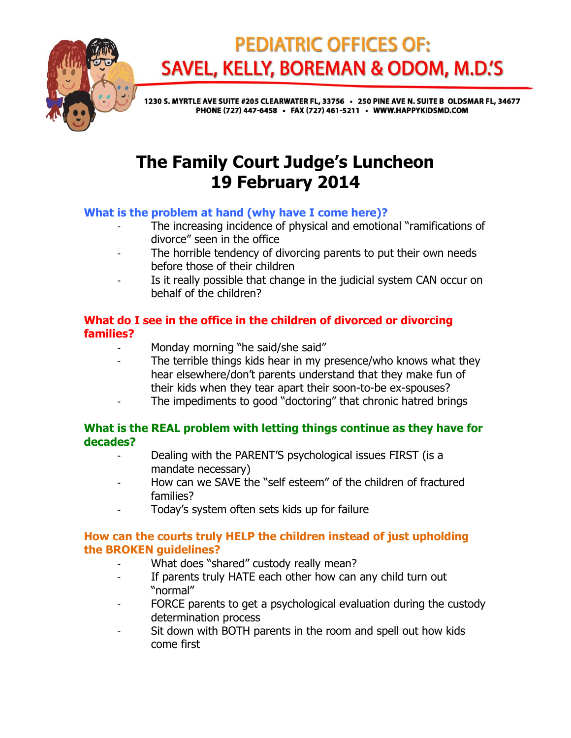# PEDIATRIC OFFICES OF: SAVEL, KELLY, BOREMAN & ODOM, M.D.'S

**1230 S. MYRTLE AVE SUITE #205 CLEARWATER FL, 33756 • 250 PINE AVE N. SUITE B OLDSMAR FL, 34677**
**PHONE (727) 447-6458 • FAX (727) 461-5211 • WWW.HAPPYKIDSMD.COM**

# The Family Court Judge's Luncheon
# 19 February 2014

## What is the problem at hand (why have I come here)?

- The increasing incidence of physical and emotional "ramifications of divorce" seen in the office
- The horrible tendency of divorcing parents to put their own needs before those of their children
- Is it really possible that change in the judicial system CAN occur on behalf of the children?

## What do I see in the office in the children of divorced or divorcing families?

- Monday morning "he said/she said"
- The terrible things kids hear in my presence/who knows what they hear elsewhere/don't parents understand that they make fun of their kids when they tear apart their soon-to-be ex-spouses?
- The impediments to good "doctoring" that chronic hatred brings

## What is the REAL problem with letting things continue as they have for decades?

- Dealing with the PARENT'S psychological issues FIRST (is a mandate necessary)
- How can we SAVE the "self esteem" of the children of fractured families?
- Today's system often sets kids up for failure

## How can the courts truly HELP the children instead of just upholding the BROKEN guidelines?

- What does "shared" custody really mean?
- If parents truly HATE each other how can any child turn out "normal"
- FORCE parents to get a psychological evaluation during the custody determination process
- Sit down with BOTH parents in the room and spell out how kids come first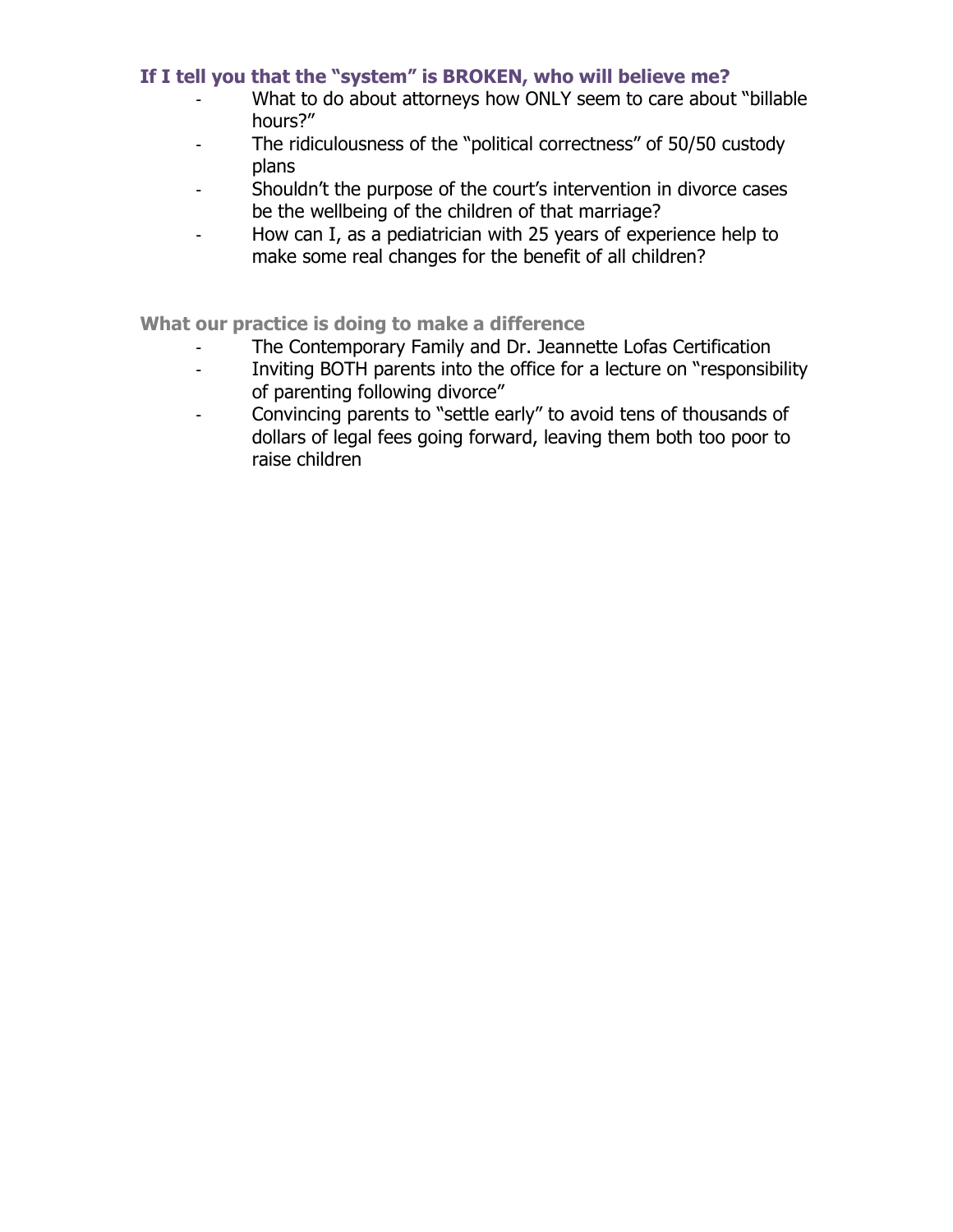### If I tell you that the "system" is BROKEN, who will believe me?

- What to do about attorneys how ONLY seem to care about "billable hours?"
- The ridiculousness of the "political correctness" of 50/50 custody plans
- Shouldn't the purpose of the court's intervention in divorce cases be the wellbeing of the children of that marriage?
- How can I, as a pediatrician with 25 years of experience help to make some real changes for the benefit of all children?

### What our practice is doing to make a difference

- The Contemporary Family and Dr. Jeannette Lofas Certification
- Inviting BOTH parents into the office for a lecture on "responsibility of parenting following divorce"
- Convincing parents to "settle early" to avoid tens of thousands of dollars of legal fees going forward, leaving them both too poor to raise children